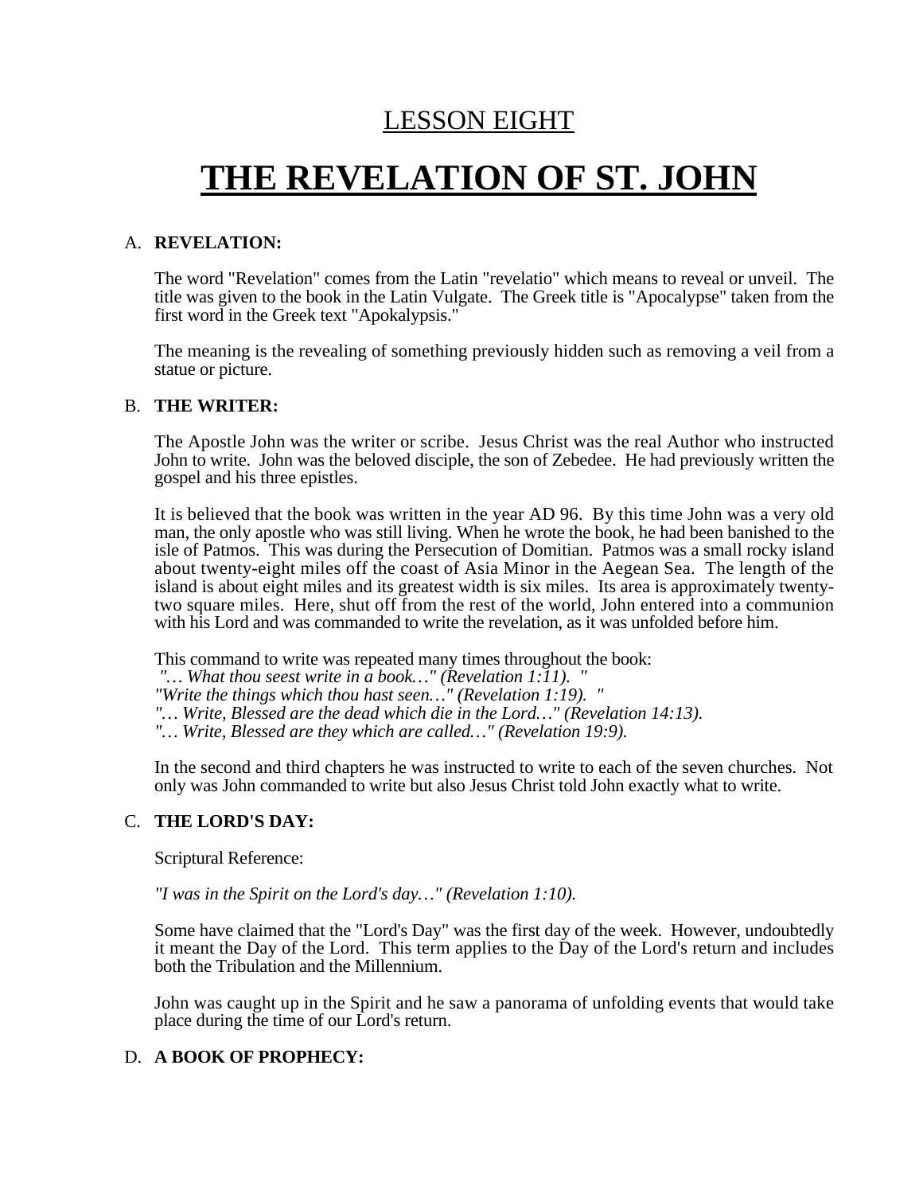## LESSON EIGHT

# THE REVELATION OF ST. JOHN

### A. REVELATION:

The word "Revelation" comes from the Latin "revelatio" which means to reveal or unveil. The title was given to the book in the Latin Vulgate. The Greek title is "Apocalypse" taken from the first word in the Greek text "Apokalypsis."

The meaning is the revealing of something previously hidden such as removing a veil from a statue or picture.

### B. THE WRITER:

The Apostle John was the writer or scribe. Jesus Christ was the real Author who instructed John to write. John was the beloved disciple, the son of Zebedee. He had previously written the gospel and his three epistles.

It is believed that the book was written in the year AD 96. By this time John was a very old man, the only apostle who was still living. When he wrote the book, he had been banished to the isle of Patmos. This was during the Persecution of Domitian. Patmos was a small rocky island about twenty-eight miles off the coast of Asia Minor in the Aegean Sea. The length of the island is about eight miles and its greatest width is six miles. Its area is approximately twenty-two square miles. Here, shut off from the rest of the world, John entered into a communion with his Lord and was commanded to write the revelation, as it was unfolded before him.

This command to write was repeated many times throughout the book:
*"… What thou seest write in a book…" (Revelation 1:11). "*
*"Write the things which thou hast seen…" (Revelation 1:19). "*
*"… Write, Blessed are the dead which die in the Lord…" (Revelation 14:13).*
*"… Write, Blessed are they which are called…" (Revelation 19:9).*

In the second and third chapters he was instructed to write to each of the seven churches. Not only was John commanded to write but also Jesus Christ told John exactly what to write.

### C. THE LORD'S DAY:

Scriptural Reference:

*"I was in the Spirit on the Lord's day…" (Revelation 1:10).*

Some have claimed that the "Lord's Day" was the first day of the week. However, undoubtedly it meant the Day of the Lord. This term applies to the Day of the Lord's return and includes both the Tribulation and the Millennium.

John was caught up in the Spirit and he saw a panorama of unfolding events that would take place during the time of our Lord's return.

### D. A BOOK OF PROPHECY: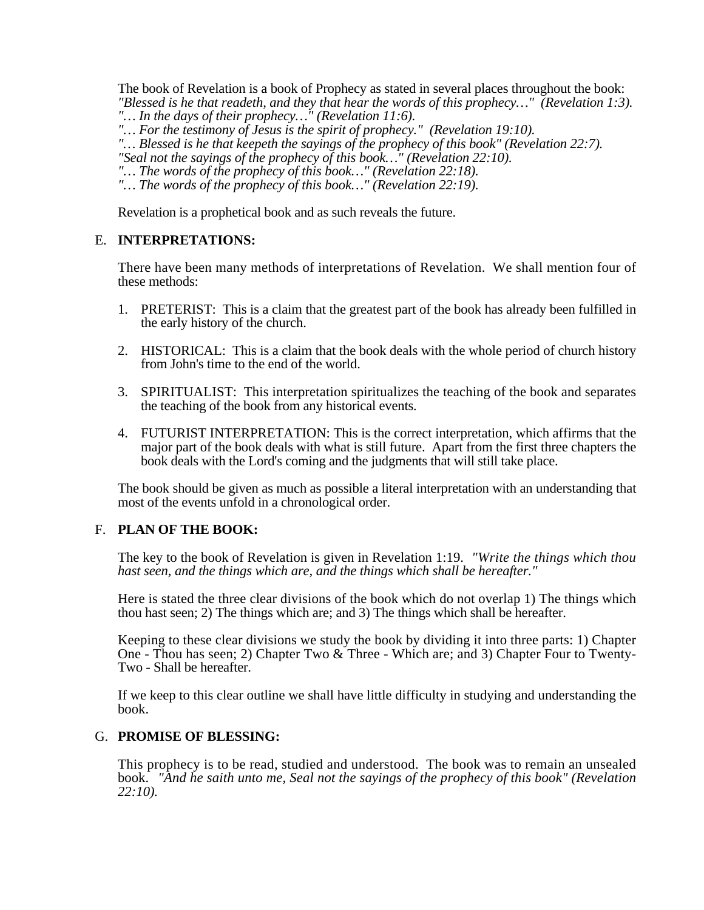The book of Revelation is a book of Prophecy as stated in several places throughout the book:
*"Blessed is he that readeth, and they that hear the words of this prophecy…" (Revelation 1:3).*
*"… In the days of their prophecy…" (Revelation 11:6).*
*"… For the testimony of Jesus is the spirit of prophecy." (Revelation 19:10).*
*"… Blessed is he that keepeth the sayings of the prophecy of this book" (Revelation 22:7).*
*"Seal not the sayings of the prophecy of this book…" (Revelation 22:10).*
*"… The words of the prophecy of this book…" (Revelation 22:18).*
*"… The words of the prophecy of this book…" (Revelation 22:19).*

Revelation is a prophetical book and as such reveals the future.

## E. **INTERPRETATIONS:**

There have been many methods of interpretations of Revelation. We shall mention four of these methods:

1. PRETERIST: This is a claim that the greatest part of the book has already been fulfilled in the early history of the church.

2. HISTORICAL: This is a claim that the book deals with the whole period of church history from John's time to the end of the world.

3. SPIRITUALIST: This interpretation spiritualizes the teaching of the book and separates the teaching of the book from any historical events.

4. FUTURIST INTERPRETATION: This is the correct interpretation, which affirms that the major part of the book deals with what is still future. Apart from the first three chapters the book deals with the Lord's coming and the judgments that will still take place.

The book should be given as much as possible a literal interpretation with an understanding that most of the events unfold in a chronological order.

## F. **PLAN OF THE BOOK:**

The key to the book of Revelation is given in Revelation 1:19. *"Write the things which thou hast seen, and the things which are, and the things which shall be hereafter."*

Here is stated the three clear divisions of the book which do not overlap 1) The things which thou hast seen; 2) The things which are; and 3) The things which shall be hereafter.

Keeping to these clear divisions we study the book by dividing it into three parts: 1) Chapter One - Thou has seen; 2) Chapter Two & Three - Which are; and 3) Chapter Four to Twenty-Two - Shall be hereafter.

If we keep to this clear outline we shall have little difficulty in studying and understanding the book.

## G. **PROMISE OF BLESSING:**

This prophecy is to be read, studied and understood. The book was to remain an unsealed book. *"And he saith unto me, Seal not the sayings of the prophecy of this book" (Revelation 22:10).*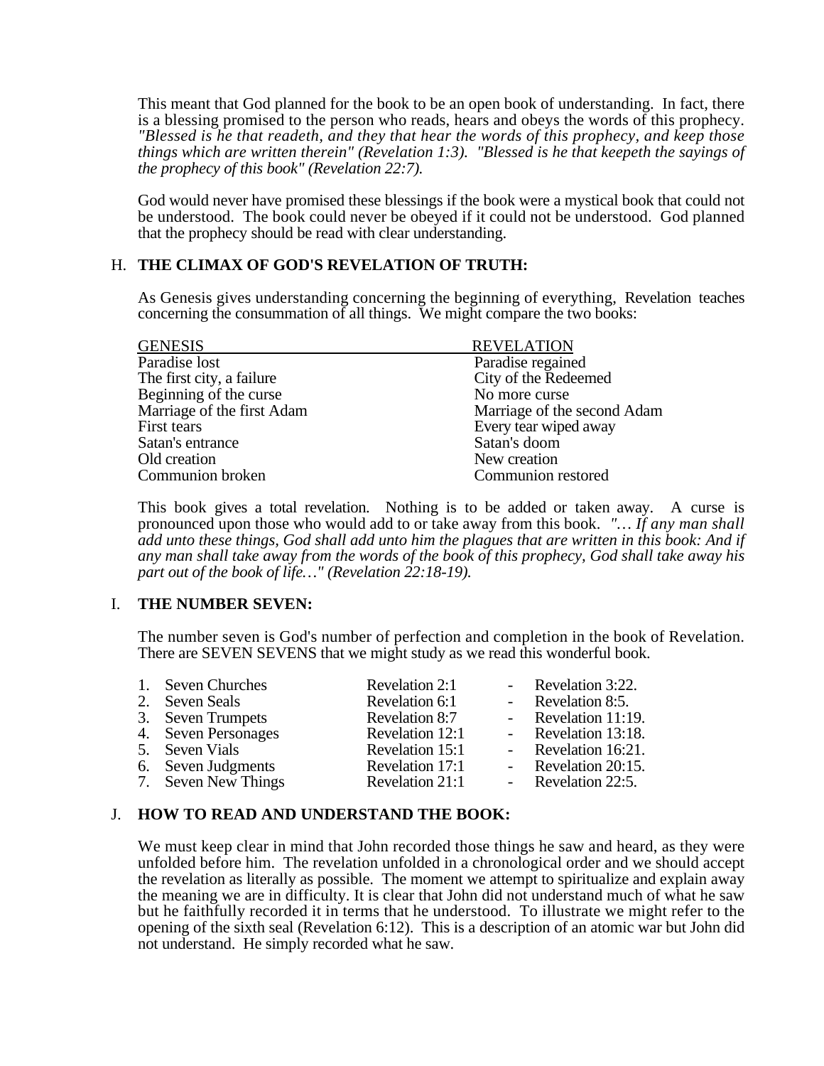This meant that God planned for the book to be an open book of understanding. In fact, there is a blessing promised to the person who reads, hears and obeys the words of this prophecy. *"Blessed is he that readeth, and they that hear the words of this prophecy, and keep those things which are written therein" (Revelation 1:3). "Blessed is he that keepeth the sayings of the prophecy of this book" (Revelation 22:7).*

God would never have promised these blessings if the book were a mystical book that could not be understood. The book could never be obeyed if it could not be understood. God planned that the prophecy should be read with clear understanding.

## H. THE CLIMAX OF GOD'S REVELATION OF TRUTH:

As Genesis gives understanding concerning the beginning of everything, Revelation teaches concerning the consummation of all things. We might compare the two books:

| GENESIS | REVELATION |
|---|---|
| Paradise lost | Paradise regained |
| The first city, a failure | City of the Redeemed |
| Beginning of the curse | No more curse |
| Marriage of the first Adam | Marriage of the second Adam |
| First tears | Every tear wiped away |
| Satan's entrance | Satan's doom |
| Old creation | New creation |
| Communion broken | Communion restored |

This book gives a total revelation. Nothing is to be added or taken away. A curse is pronounced upon those who would add to or take away from this book. *"… If any man shall add unto these things, God shall add unto him the plagues that are written in this book: And if any man shall take away from the words of the book of this prophecy, God shall take away his part out of the book of life…" (Revelation 22:18-19).*

## I. THE NUMBER SEVEN:

The number seven is God's number of perfection and completion in the book of Revelation. There are SEVEN SEVENS that we might study as we read this wonderful book.

| | | | | |
|---|---|---|---|---|
| 1. | Seven Churches | Revelation 2:1 | - | Revelation 3:22. |
| 2. | Seven Seals | Revelation 6:1 | - | Revelation 8:5. |
| 3. | Seven Trumpets | Revelation 8:7 | - | Revelation 11:19. |
| 4. | Seven Personages | Revelation 12:1 | - | Revelation 13:18. |
| 5. | Seven Vials | Revelation 15:1 | - | Revelation 16:21. |
| 6. | Seven Judgments | Revelation 17:1 | - | Revelation 20:15. |
| 7. | Seven New Things | Revelation 21:1 | - | Revelation 22:5. |

## J. HOW TO READ AND UNDERSTAND THE BOOK:

We must keep clear in mind that John recorded those things he saw and heard, as they were unfolded before him. The revelation unfolded in a chronological order and we should accept the revelation as literally as possible. The moment we attempt to spiritualize and explain away the meaning we are in difficulty. It is clear that John did not understand much of what he saw but he faithfully recorded it in terms that he understood. To illustrate we might refer to the opening of the sixth seal (Revelation 6:12). This is a description of an atomic war but John did not understand. He simply recorded what he saw.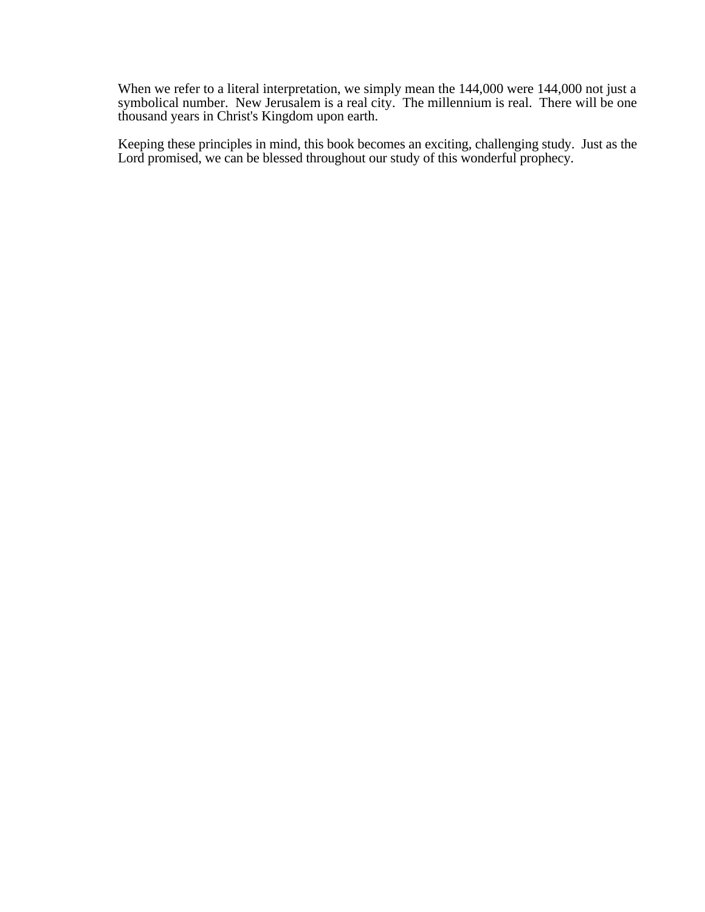When we refer to a literal interpretation, we simply mean the 144,000 were 144,000 not just a symbolical number.  New Jerusalem is a real city.  The millennium is real.  There will be one thousand years in Christ's Kingdom upon earth.

Keeping these principles in mind, this book becomes an exciting, challenging study.  Just as the Lord promised, we can be blessed throughout our study of this wonderful prophecy.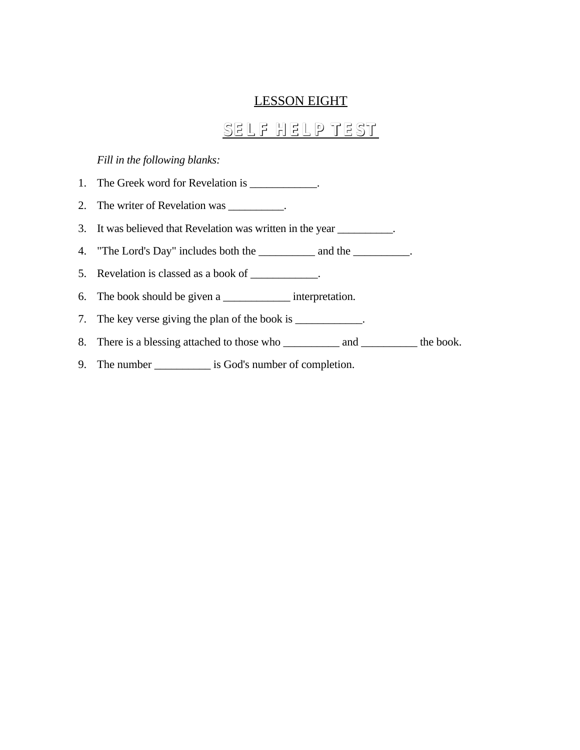# LESSON EIGHT

## SELF HELP TEST

*Fill in the following blanks:*

1. The Greek word for Revelation is ____________.
2. The writer of Revelation was __________.
3. It was believed that Revelation was written in the year __________.
4. "The Lord's Day" includes both the __________ and the __________.
5. Revelation is classed as a book of ____________.
6. The book should be given a ____________ interpretation.
7. The key verse giving the plan of the book is ____________.
8. There is a blessing attached to those who __________ and __________ the book.
9. The number __________ is God's number of completion.